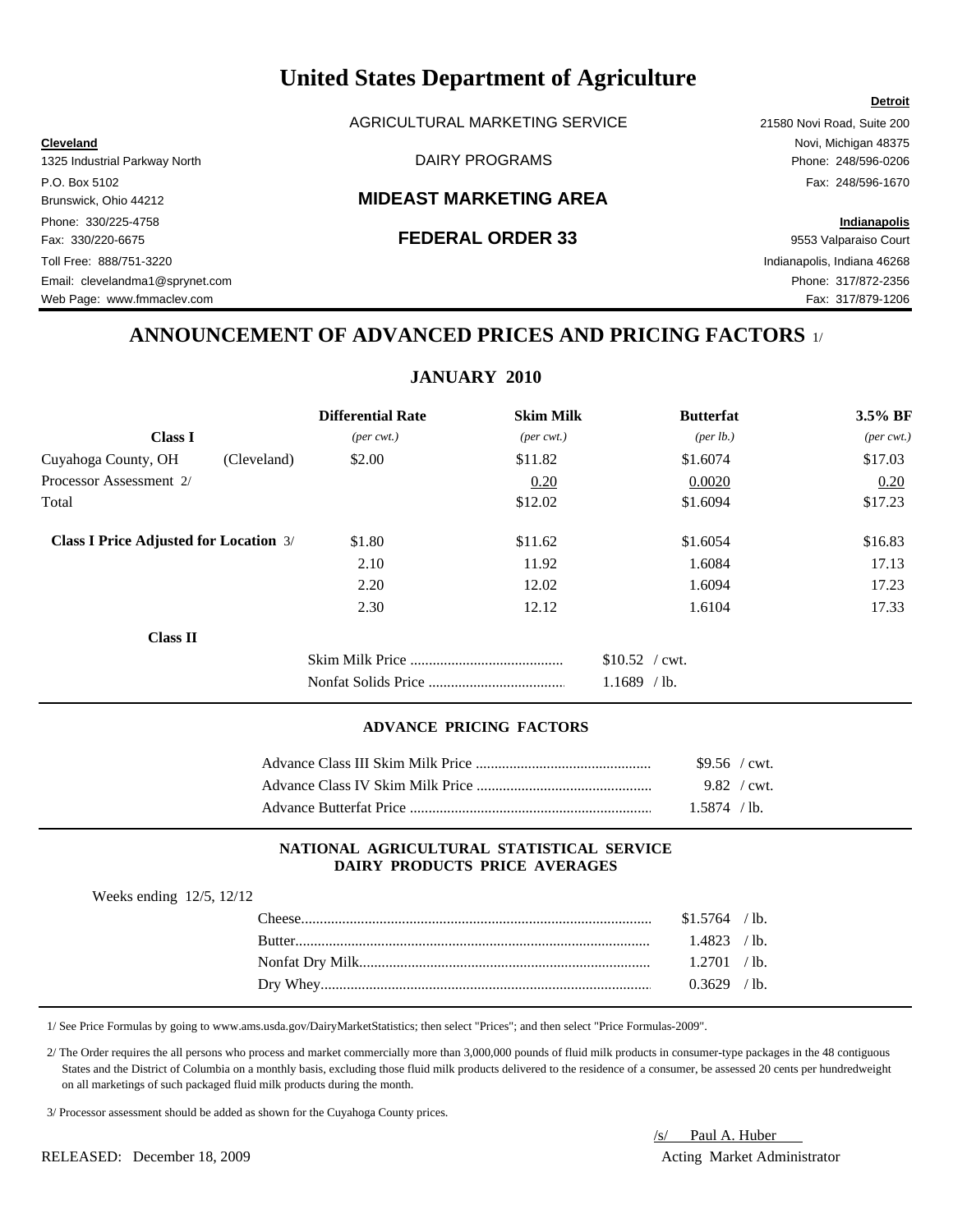# United States Department of Agriculture

AGRICULTURAL MARKETING SERVICE

DAIRY PROGRAMS

## MIDEAST MARKETING AREA

## FEDERAL ORDER 33

**Cleveland**
1325 Industrial Parkway North
P.O. Box 5102
Brunswick, Ohio 44212
Phone: 330/225-4758
Fax: 330/220-6675
Toll Free: 888/751-3220
Email: clevelandma1@sprynet.com
Web Page: www.fmmaclev.com

**Detroit**
21580 Novi Road, Suite 200
Novi, Michigan 48375
Phone: 248/596-0206
Fax: 248/596-1670

**Indianapolis**
9553 Valparaiso Court
Indianapolis, Indiana 46268
Phone: 317/872-2356
Fax: 317/879-1206

## ANNOUNCEMENT OF ADVANCED PRICES AND PRICING FACTORS 1/

### JANUARY 2010

| **Class I** | | **Differential Rate** *(per cwt.)* | **Skim Milk** *(per cwt.)* | **Butterfat** *(per lb.)* | **3.5% BF** *(per cwt.)* |
|---|---|---|---|---|---|
| Cuyahoga County, OH | (Cleveland) | $2.00 | $11.82 | $1.6074 | $17.03 |
| Processor Assessment 2/ | | | 0.20 | 0.0020 | 0.20 |
| Total | | | $12.02 | $1.6094 | $17.23 |
| **Class I Price Adjusted for Location** 3/ | | $1.80 | $11.62 | $1.6054 | $16.83 |
| | | 2.10 | 11.92 | 1.6084 | 17.13 |
| | | 2.20 | 12.02 | 1.6094 | 17.23 |
| | | 2.30 | 12.12 | 1.6104 | 17.33 |

**Class II**

| | |
|---|---|
| Skim Milk Price | $10.52 / cwt. |
| Nonfat Solids Price | 1.1689 / lb. |

#### ADVANCE PRICING FACTORS

| | |
|---|---|
| Advance Class III Skim Milk Price | $9.56 / cwt. |
| Advance Class IV Skim Milk Price | 9.82 / cwt. |
| Advance Butterfat Price | 1.5874 / lb. |

#### NATIONAL AGRICULTURAL STATISTICAL SERVICE DAIRY PRODUCTS PRICE AVERAGES

Weeks ending 12/5, 12/12

| | |
|---|---|
| Cheese | $1.5764 / lb. |
| Butter | 1.4823 / lb. |
| Nonfat Dry Milk | 1.2701 / lb. |
| Dry Whey | 0.3629 / lb. |

1/ See Price Formulas by going to www.ams.usda.gov/DairyMarketStatistics; then select "Prices"; and then select "Price Formulas-2009".

2/ The Order requires the all persons who process and market commercially more than 3,000,000 pounds of fluid milk products in consumer-type packages in the 48 contiguous States and the District of Columbia on a monthly basis, excluding those fluid milk products delivered to the residence of a consumer, be assessed 20 cents per hundredweight on all marketings of such packaged fluid milk products during the month.

3/ Processor assessment should be added as shown for the Cuyahoga County prices.

/s/ Paul A. Huber
Acting Market Administrator

RELEASED: December 18, 2009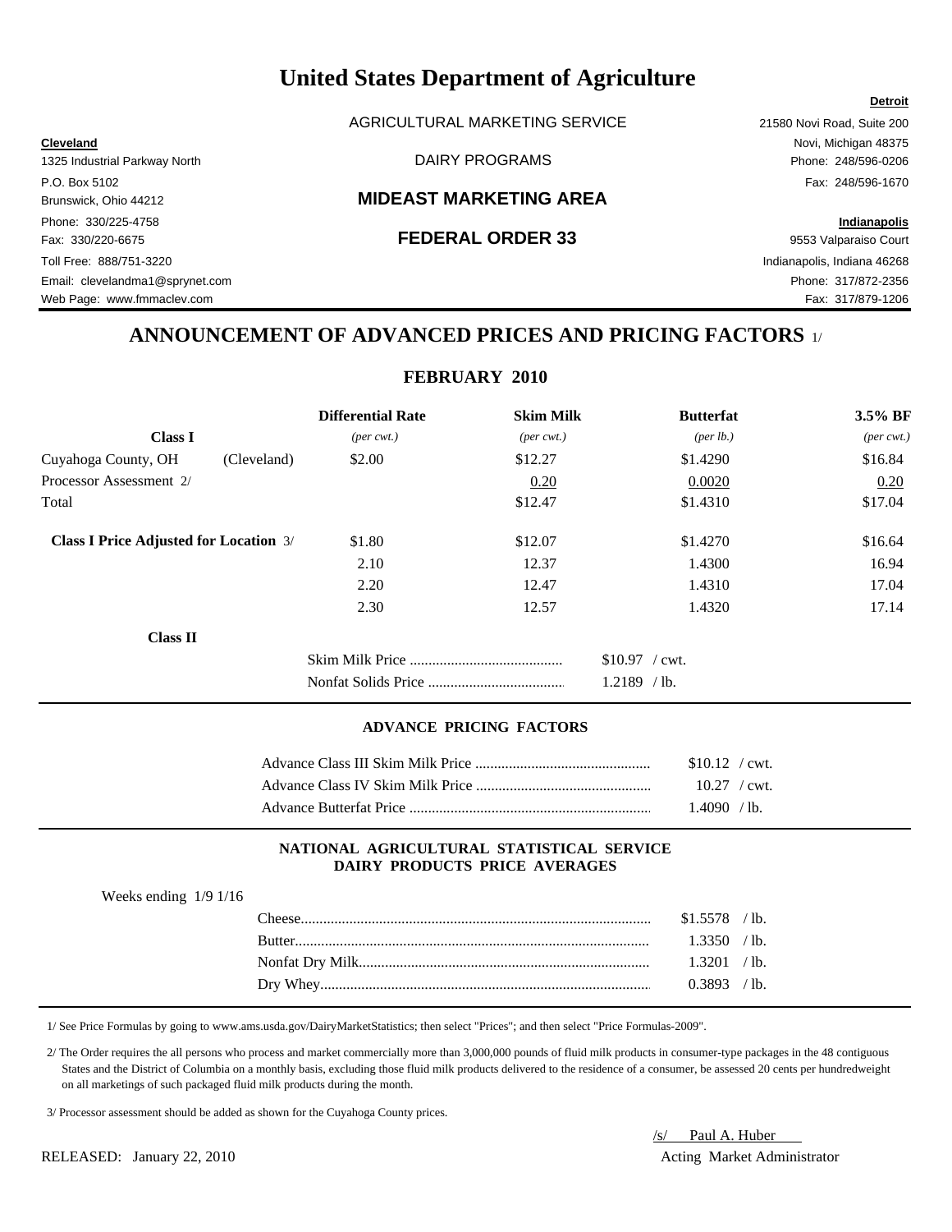# United States Department of Agriculture

AGRICULTURAL MARKETING SERVICE

DAIRY PROGRAMS

## MIDEAST MARKETING AREA

## FEDERAL ORDER 33

**Cleveland**
1325 Industrial Parkway North
P.O. Box 5102
Brunswick, Ohio 44212
Phone: 330/225-4758
Fax: 330/220-6675
Toll Free: 888/751-3220
Email: clevelandma1@sprynet.com
Web Page: www.fmmaclev.com

**Detroit**
21580 Novi Road, Suite 200
Novi, Michigan 48375
Phone: 248/596-0206
Fax: 248/596-1670

**Indianapolis**
9553 Valparaiso Court
Indianapolis, Indiana 46268
Phone: 317/872-2356
Fax: 317/879-1206

## ANNOUNCEMENT OF ADVANCED PRICES AND PRICING FACTORS 1/

### FEBRUARY 2010

| Class I | | Differential Rate *(per cwt.)* | Skim Milk *(per cwt.)* | Butterfat *(per lb.)* | 3.5% BF *(per cwt.)* |
|---|---|---|---|---|---|
| Cuyahoga County, OH | (Cleveland) | $2.00 | $12.27 | $1.4290 | $16.84 |
| Processor Assessment 2/ | | | 0.20 | 0.0020 | 0.20 |
| Total | | | $12.47 | $1.4310 | $17.04 |
| **Class I Price Adjusted for Location** 3/ | | $1.80 | $12.07 | $1.4270 | $16.64 |
| | | 2.10 | 12.37 | 1.4300 | 16.94 |
| | | 2.20 | 12.47 | 1.4310 | 17.04 |
| | | 2.30 | 12.57 | 1.4320 | 17.14 |

**Class II**

| | |
|---|---|
| Skim Milk Price | $10.97 / cwt. |
| Nonfat Solids Price | 1.2189 / lb. |

### ADVANCE PRICING FACTORS

| | |
|---|---|
| Advance Class III Skim Milk Price | $10.12 / cwt. |
| Advance Class IV Skim Milk Price | 10.27 / cwt. |
| Advance Butterfat Price | 1.4090 / lb. |

### NATIONAL AGRICULTURAL STATISTICAL SERVICE DAIRY PRODUCTS PRICE AVERAGES

Weeks ending 1/9 1/16

| | |
|---|---|
| Cheese | $1.5578 / lb. |
| Butter | 1.3350 / lb. |
| Nonfat Dry Milk | 1.3201 / lb. |
| Dry Whey | 0.3893 / lb. |

1/ See Price Formulas by going to www.ams.usda.gov/DairyMarketStatistics; then select "Prices"; and then select "Price Formulas-2009".

2/ The Order requires the all persons who process and market commercially more than 3,000,000 pounds of fluid milk products in consumer-type packages in the 48 contiguous States and the District of Columbia on a monthly basis, excluding those fluid milk products delivered to the residence of a consumer, be assessed 20 cents per hundredweight on all marketings of such packaged fluid milk products during the month.

3/ Processor assessment should be added as shown for the Cuyahoga County prices.

RELEASED: January 22, 2010

/s/ Paul A. Huber
Acting Market Administrator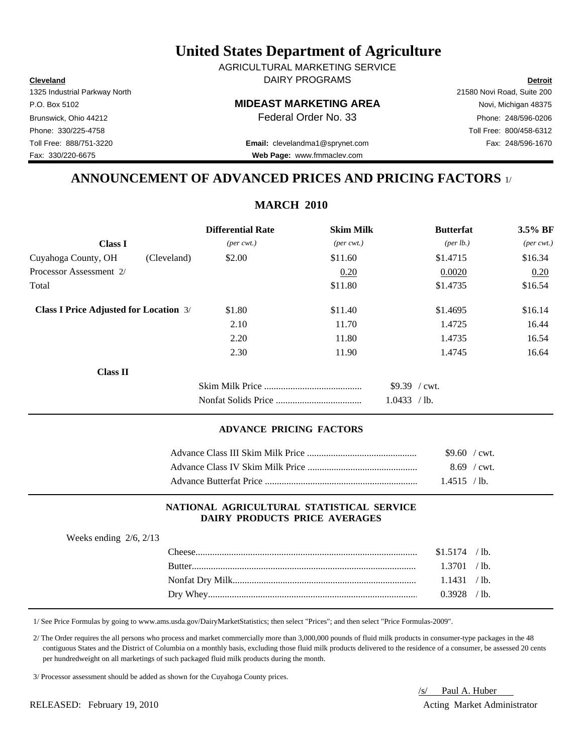# United States Department of Agriculture

AGRICULTURAL MARKETING SERVICE
DAIRY PROGRAMS

**Cleveland**
1325 Industrial Parkway North
P.O. Box 5102
Brunswick, Ohio 44212
Phone: 330/225-4758
Toll Free: 888/751-3220
Fax: 330/220-6675

**Detroit**
21580 Novi Road, Suite 200
Novi, Michigan 48375
Phone: 248/596-0206
Toll Free: 800/458-6312
Fax: 248/596-1670

**MIDEAST MARKETING AREA**
Federal Order No. 33

**Email:** clevelandma1@sprynet.com
**Web Page:** www.fmmaclev.com

## ANNOUNCEMENT OF ADVANCED PRICES AND PRICING FACTORS 1/

### MARCH 2010

| **Class I** | | **Differential Rate** *(per cwt.)* | **Skim Milk** *(per cwt.)* | **Butterfat** *(per lb.)* | **3.5% BF** *(per cwt.)* |
|---|---|---|---|---|---|
| Cuyahoga County, OH | (Cleveland) | $2.00 | $11.60 | $1.4715 | $16.34 |
| Processor Assessment 2/ | | | 0.20 | 0.0020 | 0.20 |
| Total | | | $11.80 | $1.4735 | $16.54 |
| **Class I Price Adjusted for Location** 3/ | | $1.80 | $11.40 | $1.4695 | $16.14 |
| | | 2.10 | 11.70 | 1.4725 | 16.44 |
| | | 2.20 | 11.80 | 1.4735 | 16.54 |
| | | 2.30 | 11.90 | 1.4745 | 16.64 |

**Class II**

| | |
|---|---|
| Skim Milk Price | $9.39 / cwt. |
| Nonfat Solids Price | 1.0433 / lb. |

#### ADVANCE PRICING FACTORS

| | |
|---|---|
| Advance Class III Skim Milk Price | $9.60 / cwt. |
| Advance Class IV Skim Milk Price | 8.69 / cwt. |
| Advance Butterfat Price | 1.4515 / lb. |

#### NATIONAL AGRICULTURAL STATISTICAL SERVICE DAIRY PRODUCTS PRICE AVERAGES

Weeks ending 2/6, 2/13

| | |
|---|---|
| Cheese | $1.5174 / lb. |
| Butter | 1.3701 / lb. |
| Nonfat Dry Milk | 1.1431 / lb. |
| Dry Whey | 0.3928 / lb. |

1/ See Price Formulas by going to www.ams.usda.gov/DairyMarketStatistics; then select "Prices"; and then select "Price Formulas-2009".

2/ The Order requires the all persons who process and market commercially more than 3,000,000 pounds of fluid milk products in consumer-type packages in the 48 contiguous States and the District of Columbia on a monthly basis, excluding those fluid milk products delivered to the residence of a consumer, be assessed 20 cents per hundredweight on all marketings of such packaged fluid milk products during the month.

3/ Processor assessment should be added as shown for the Cuyahoga County prices.

RELEASED: February 19, 2010

/s/ Paul A. Huber
Acting Market Administrator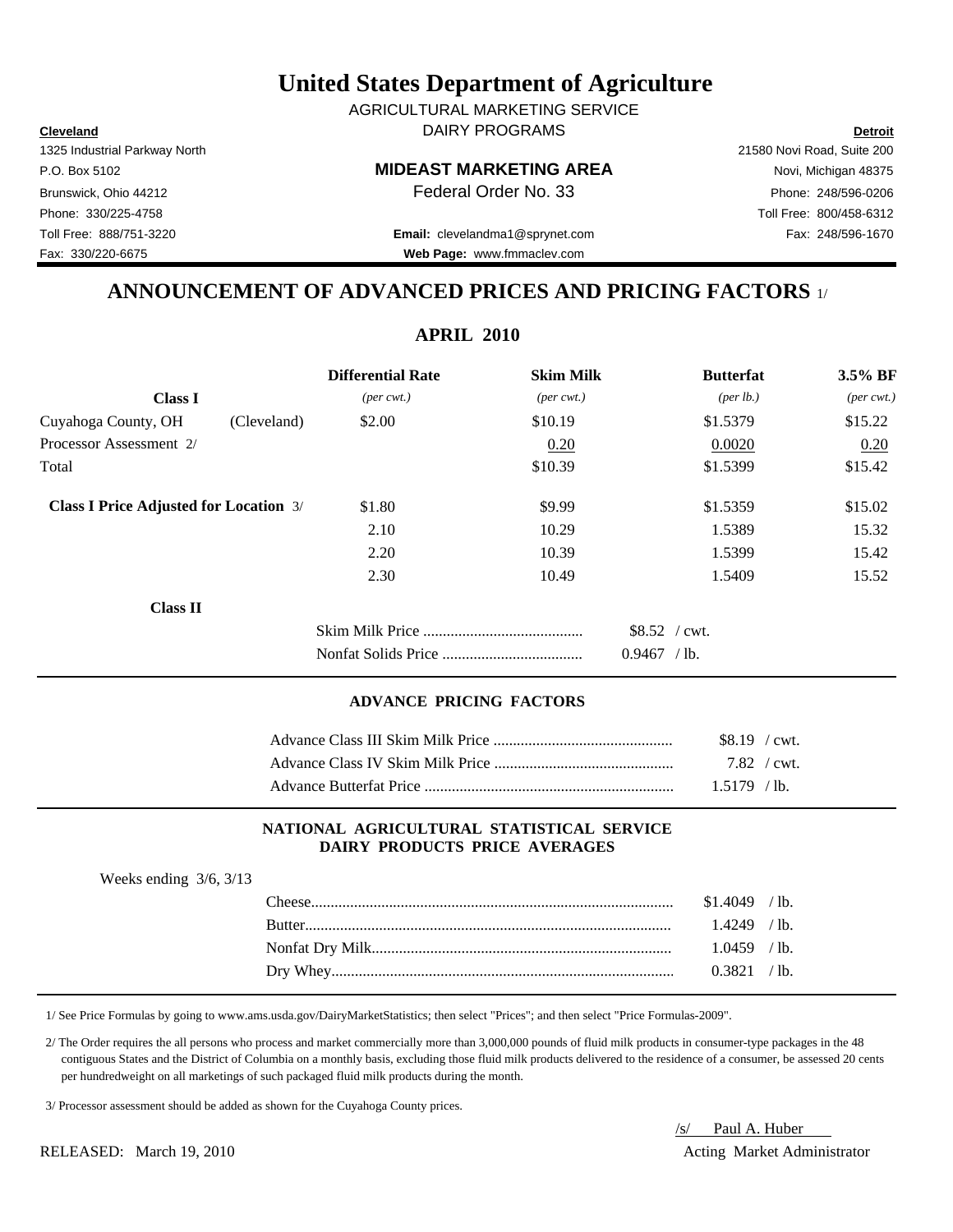# United States Department of Agriculture

AGRICULTURAL MARKETING SERVICE
DAIRY PROGRAMS

**Cleveland**
1325 Industrial Parkway North
P.O. Box 5102
Brunswick, Ohio 44212
Phone: 330/225-4758
Toll Free: 888/751-3220
Fax: 330/220-6675

**MIDEAST MARKETING AREA**
Federal Order No. 33

**Email:** clevelandma1@sprynet.com
**Web Page:** www.fmmaclev.com

**Detroit**
21580 Novi Road, Suite 200
Novi, Michigan 48375
Phone: 248/596-0206
Toll Free: 800/458-6312
Fax: 248/596-1670

## ANNOUNCEMENT OF ADVANCED PRICES AND PRICING FACTORS 1/

### APRIL 2010

| Class I | | Differential Rate *(per cwt.)* | Skim Milk *(per cwt.)* | Butterfat *(per lb.)* | 3.5% BF *(per cwt.)* |
|---|---|---|---|---|---|
| Cuyahoga County, OH | (Cleveland) | $2.00 | $10.19 | $1.5379 | $15.22 |
| Processor Assessment 2/ | | | 0.20 | 0.0020 | 0.20 |
| Total | | | $10.39 | $1.5399 | $15.42 |
| **Class I Price Adjusted for Location** 3/ | | $1.80 | $9.99 | $1.5359 | $15.02 |
| | | 2.10 | 10.29 | 1.5389 | 15.32 |
| | | 2.20 | 10.39 | 1.5399 | 15.42 |
| | | 2.30 | 10.49 | 1.5409 | 15.52 |

**Class II**

| | |
|---|---|
| Skim Milk Price | $8.52 / cwt. |
| Nonfat Solids Price | 0.9467 / lb. |

#### ADVANCE PRICING FACTORS

| | |
|---|---|
| Advance Class III Skim Milk Price | $8.19 / cwt. |
| Advance Class IV Skim Milk Price | 7.82 / cwt. |
| Advance Butterfat Price | 1.5179 / lb. |

#### NATIONAL AGRICULTURAL STATISTICAL SERVICE DAIRY PRODUCTS PRICE AVERAGES

Weeks ending 3/6, 3/13

| | |
|---|---|
| Cheese | $1.4049 / lb. |
| Butter | 1.4249 / lb. |
| Nonfat Dry Milk | 1.0459 / lb. |
| Dry Whey | 0.3821 / lb. |

1/ See Price Formulas by going to www.ams.usda.gov/DairyMarketStatistics; then select "Prices"; and then select "Price Formulas-2009".

2/ The Order requires the all persons who process and market commercially more than 3,000,000 pounds of fluid milk products in consumer-type packages in the 48 contiguous States and the District of Columbia on a monthly basis, excluding those fluid milk products delivered to the residence of a consumer, be assessed 20 cents per hundredweight on all marketings of such packaged fluid milk products during the month.

3/ Processor assessment should be added as shown for the Cuyahoga County prices.

RELEASED: March 19, 2010

/s/ Paul A. Huber
Acting Market Administrator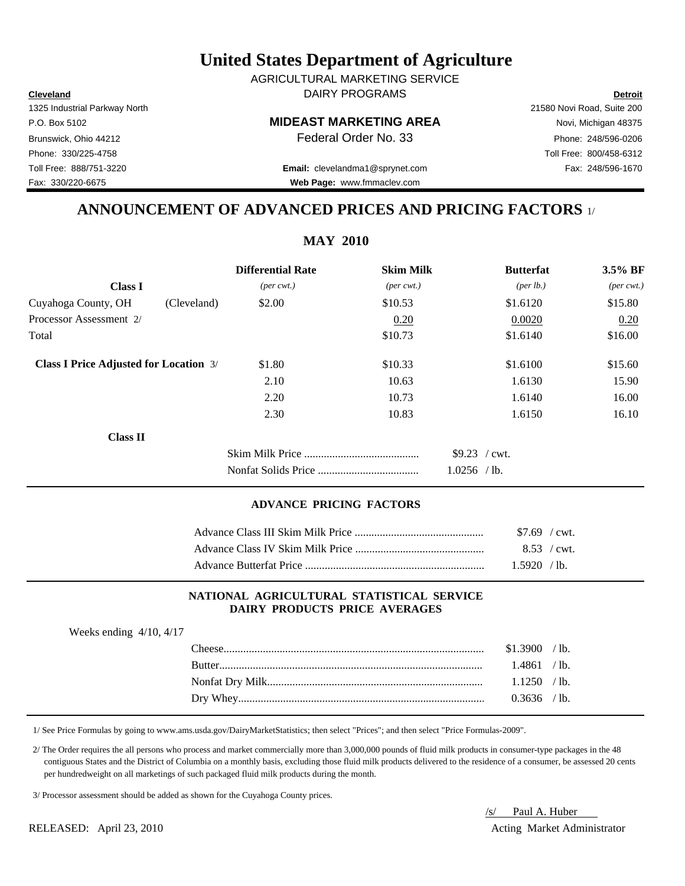# United States Department of Agriculture

AGRICULTURAL MARKETING SERVICE
DAIRY PROGRAMS

**Cleveland**
1325 Industrial Parkway North
P.O. Box 5102
Brunswick, Ohio 44212
Phone: 330/225-4758
Toll Free: 888/751-3220
Fax: 330/220-6675

**Detroit**
21580 Novi Road, Suite 200
Novi, Michigan 48375
Phone: 248/596-0206
Toll Free: 800/458-6312
Fax: 248/596-1670

**MIDEAST MARKETING AREA**
Federal Order No. 33

**Email:** clevelandma1@sprynet.com
**Web Page:** www.fmmaclev.com

## ANNOUNCEMENT OF ADVANCED PRICES AND PRICING FACTORS 1/

### MAY 2010

| **Class I** | | **Differential Rate** *(per cwt.)* | **Skim Milk** *(per cwt.)* | **Butterfat** *(per lb.)* | **3.5% BF** *(per cwt.)* |
|---|---|---|---|---|---|
| Cuyahoga County, OH | (Cleveland) | $2.00 | $10.53 | $1.6120 | $15.80 |
| Processor Assessment 2/ | | | 0.20 | 0.0020 | 0.20 |
| Total | | | $10.73 | $1.6140 | $16.00 |
| **Class I Price Adjusted for Location** 3/ | | $1.80 | $10.33 | $1.6100 | $15.60 |
| | | 2.10 | 10.63 | 1.6130 | 15.90 |
| | | 2.20 | 10.73 | 1.6140 | 16.00 |
| | | 2.30 | 10.83 | 1.6150 | 16.10 |

**Class II**

| | |
|---|---|
| Skim Milk Price | $9.23 / cwt. |
| Nonfat Solids Price | 1.0256 / lb. |

#### ADVANCE PRICING FACTORS

| | |
|---|---|
| Advance Class III Skim Milk Price | $7.69 / cwt. |
| Advance Class IV Skim Milk Price | 8.53 / cwt. |
| Advance Butterfat Price | 1.5920 / lb. |

#### NATIONAL AGRICULTURAL STATISTICAL SERVICE DAIRY PRODUCTS PRICE AVERAGES

Weeks ending 4/10, 4/17

| | |
|---|---|
| Cheese | $1.3900 / lb. |
| Butter | 1.4861 / lb. |
| Nonfat Dry Milk | 1.1250 / lb. |
| Dry Whey | 0.3636 / lb. |

1/ See Price Formulas by going to www.ams.usda.gov/DairyMarketStatistics; then select "Prices"; and then select "Price Formulas-2009".

2/ The Order requires the all persons who process and market commercially more than 3,000,000 pounds of fluid milk products in consumer-type packages in the 48 contiguous States and the District of Columbia on a monthly basis, excluding those fluid milk products delivered to the residence of a consumer, be assessed 20 cents per hundredweight on all marketings of such packaged fluid milk products during the month.

3/ Processor assessment should be added as shown for the Cuyahoga County prices.

RELEASED: April 23, 2010

/s/ Paul A. Huber
Acting Market Administrator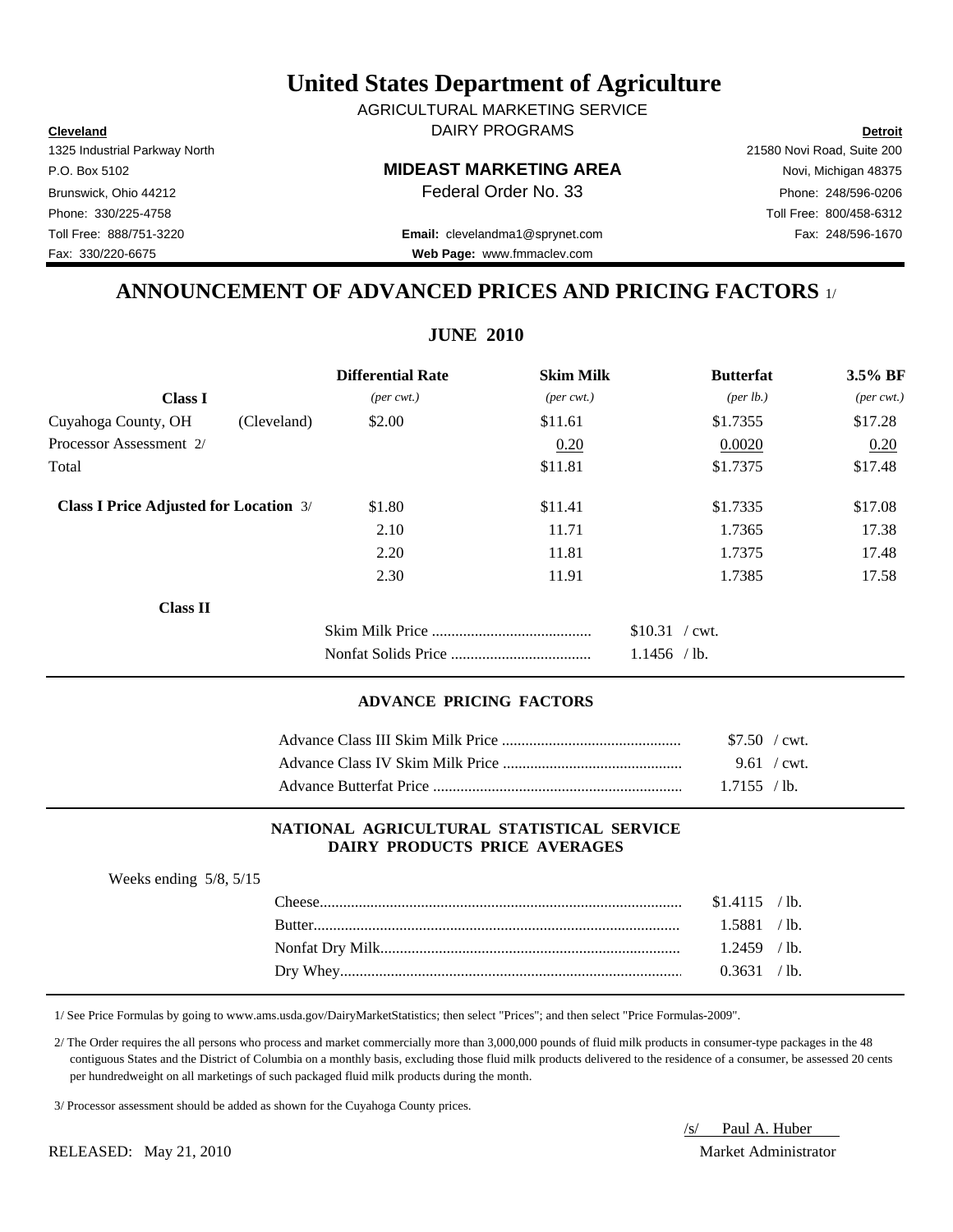# United States Department of Agriculture

AGRICULTURAL MARKETING SERVICE
DAIRY PROGRAMS

**Cleveland**
1325 Industrial Parkway North
P.O. Box 5102
Brunswick, Ohio 44212
Phone: 330/225-4758
Toll Free: 888/751-3220
Fax: 330/220-6675

**MIDEAST MARKETING AREA**
Federal Order No. 33

**Email:** clevelandma1@sprynet.com
**Web Page:** www.fmmaclev.com

**Detroit**
21580 Novi Road, Suite 200
Novi, Michigan 48375
Phone: 248/596-0206
Toll Free: 800/458-6312
Fax: 248/596-1670

## ANNOUNCEMENT OF ADVANCED PRICES AND PRICING FACTORS 1/

### JUNE 2010

| Class I | | Differential Rate *(per cwt.)* | Skim Milk *(per cwt.)* | Butterfat *(per lb.)* | 3.5% BF *(per cwt.)* |
|---|---|---|---|---|---|
| Cuyahoga County, OH | (Cleveland) | $2.00 | $11.61 | $1.7355 | $17.28 |
| Processor Assessment 2/ | | | 0.20 | 0.0020 | 0.20 |
| Total | | | $11.81 | $1.7375 | $17.48 |
| **Class I Price Adjusted for Location** 3/ | | $1.80 | $11.41 | $1.7335 | $17.08 |
| | | 2.10 | 11.71 | 1.7365 | 17.38 |
| | | 2.20 | 11.81 | 1.7375 | 17.48 |
| | | 2.30 | 11.91 | 1.7385 | 17.58 |

**Class II**

| | |
|---|---|
| Skim Milk Price | $10.31 / cwt. |
| Nonfat Solids Price | 1.1456 / lb. |

#### ADVANCE PRICING FACTORS

| | |
|---|---|
| Advance Class III Skim Milk Price | $7.50 / cwt. |
| Advance Class IV Skim Milk Price | 9.61 / cwt. |
| Advance Butterfat Price | 1.7155 / lb. |

#### NATIONAL AGRICULTURAL STATISTICAL SERVICE DAIRY PRODUCTS PRICE AVERAGES

Weeks ending 5/8, 5/15

| | |
|---|---|
| Cheese | $1.4115 / lb. |
| Butter | 1.5881 / lb. |
| Nonfat Dry Milk | 1.2459 / lb. |
| Dry Whey | 0.3631 / lb. |

1/ See Price Formulas by going to www.ams.usda.gov/DairyMarketStatistics; then select "Prices"; and then select "Price Formulas-2009".

2/ The Order requires the all persons who process and market commercially more than 3,000,000 pounds of fluid milk products in consumer-type packages in the 48 contiguous States and the District of Columbia on a monthly basis, excluding those fluid milk products delivered to the residence of a consumer, be assessed 20 cents per hundredweight on all marketings of such packaged fluid milk products during the month.

3/ Processor assessment should be added as shown for the Cuyahoga County prices.

RELEASED: May 21, 2010

/s/ Paul A. Huber
Market Administrator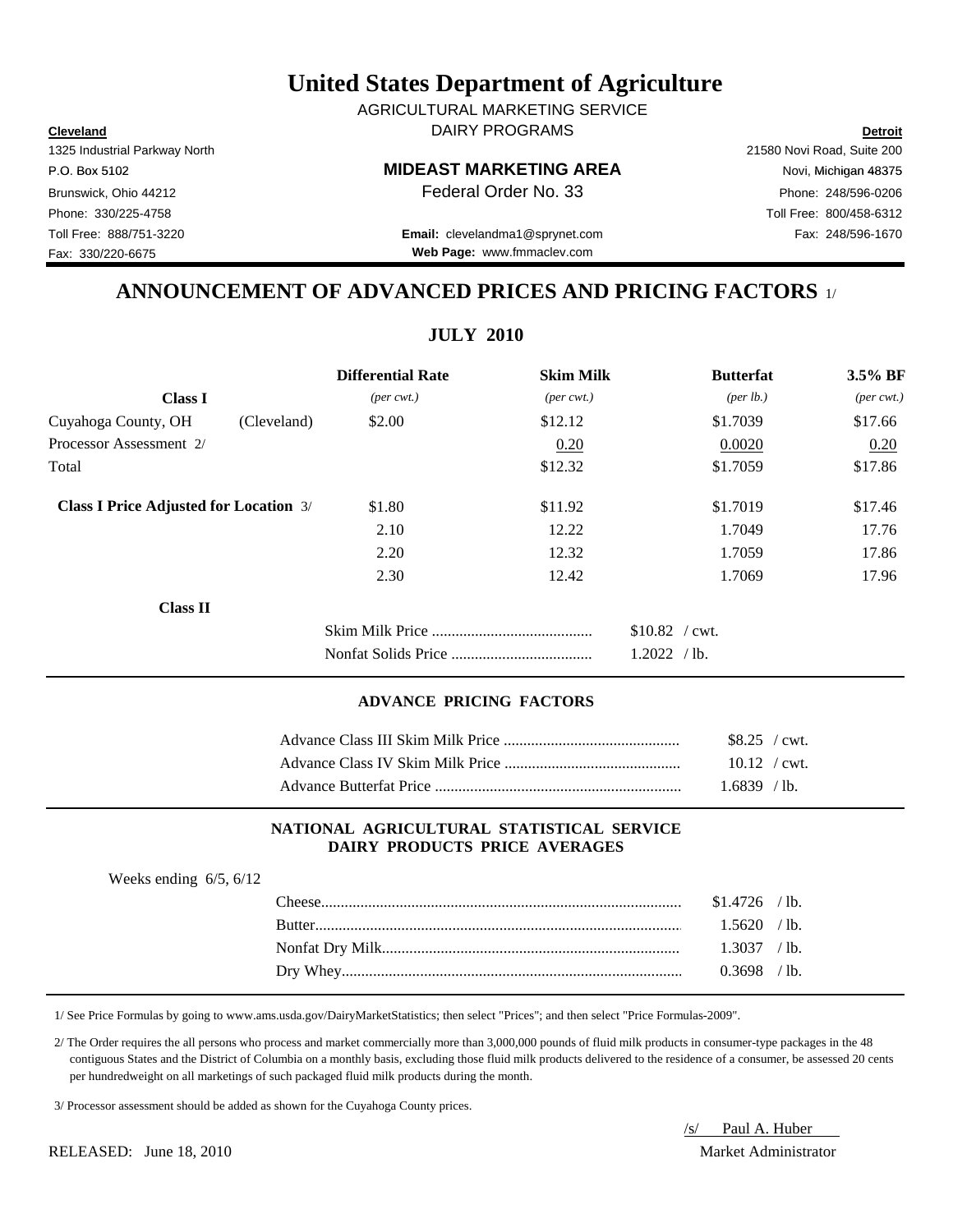# United States Department of Agriculture

AGRICULTURAL MARKETING SERVICE
DAIRY PROGRAMS

| **Cleveland** | | **Detroit** |
|---|---|---|
| 1325 Industrial Parkway North | | 21580 Novi Road, Suite 200 |
| P.O. Box 5102 | **MIDEAST MARKETING AREA** | Novi, Michigan 48375 |
| Brunswick, Ohio 44212 | Federal Order No. 33 | Phone: 248/596-0206 |
| Phone: 330/225-4758 | | Toll Free: 800/458-6312 |
| Toll Free: 888/751-3220 | **Email:** clevelandma1@sprynet.com | Fax: 248/596-1670 |
| Fax: 330/220-6675 | **Web Page:** www.fmmaclev.com | |

## ANNOUNCEMENT OF ADVANCED PRICES AND PRICING FACTORS 1/

### JULY 2010

| **Class I** | | **Differential Rate** *(per cwt.)* | **Skim Milk** *(per cwt.)* | **Butterfat** *(per lb.)* | **3.5% BF** *(per cwt.)* |
|---|---|---|---|---|---|
| Cuyahoga County, OH | (Cleveland) | $2.00 | $12.12 | $1.7039 | $17.66 |
| Processor Assessment 2/ | | | 0.20 | 0.0020 | 0.20 |
| Total | | | $12.32 | $1.7059 | $17.86 |
| **Class I Price Adjusted for Location** 3/ | | $1.80 | $11.92 | $1.7019 | $17.46 |
| | | 2.10 | 12.22 | 1.7049 | 17.76 |
| | | 2.20 | 12.32 | 1.7059 | 17.86 |
| | | 2.30 | 12.42 | 1.7069 | 17.96 |

**Class II**

| | |
|---|---|
| Skim Milk Price | $10.82 / cwt. |
| Nonfat Solids Price | 1.2022 / lb. |

### ADVANCE PRICING FACTORS

| | |
|---|---|
| Advance Class III Skim Milk Price | $8.25 / cwt. |
| Advance Class IV Skim Milk Price | 10.12 / cwt. |
| Advance Butterfat Price | 1.6839 / lb. |

### NATIONAL AGRICULTURAL STATISTICAL SERVICE DAIRY PRODUCTS PRICE AVERAGES

Weeks ending 6/5, 6/12

| | |
|---|---|
| Cheese | $1.4726 / lb. |
| Butter | 1.5620 / lb. |
| Nonfat Dry Milk | 1.3037 / lb. |
| Dry Whey | 0.3698 / lb. |

1/ See Price Formulas by going to www.ams.usda.gov/DairyMarketStatistics; then select "Prices"; and then select "Price Formulas-2009".

2/ The Order requires the all persons who process and market commercially more than 3,000,000 pounds of fluid milk products in consumer-type packages in the 48 contiguous States and the District of Columbia on a monthly basis, excluding those fluid milk products delivered to the residence of a consumer, be assessed 20 cents per hundredweight on all marketings of such packaged fluid milk products during the month.

3/ Processor assessment should be added as shown for the Cuyahoga County prices.

RELEASED: June 18, 2010

/s/ Paul A. Huber
Market Administrator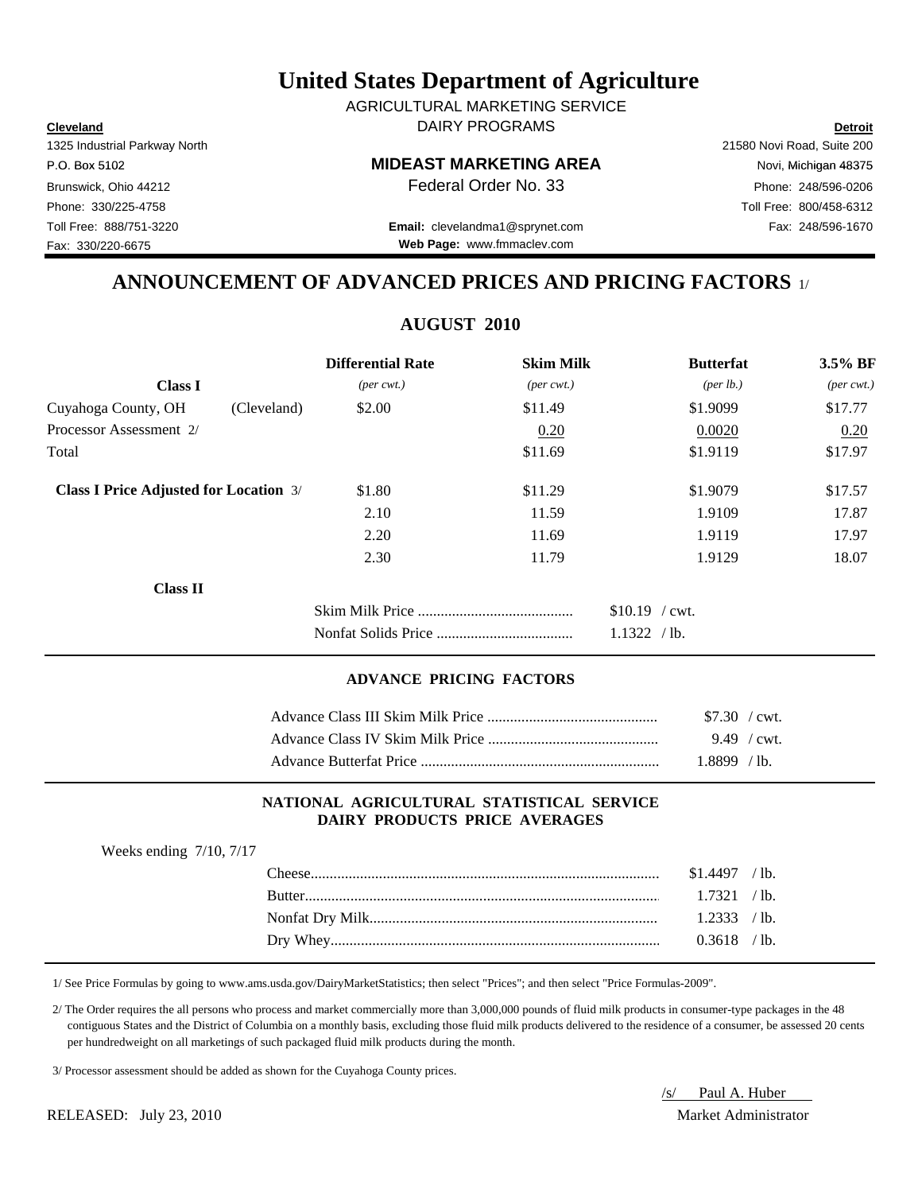# United States Department of Agriculture

AGRICULTURAL MARKETING SERVICE
DAIRY PROGRAMS

**Cleveland**
1325 Industrial Parkway North
P.O. Box 5102
Brunswick, Ohio 44212
Phone: 330/225-4758
Toll Free: 888/751-3220
Fax: 330/220-6675

**MIDEAST MARKETING AREA**
Federal Order No. 33

**Email:** clevelandma1@sprynet.com
**Web Page:** www.fmmaclev.com

**Detroit**
21580 Novi Road, Suite 200
Novi, Michigan 48375
Phone: 248/596-0206
Toll Free: 800/458-6312
Fax: 248/596-1670

## ANNOUNCEMENT OF ADVANCED PRICES AND PRICING FACTORS 1/

### AUGUST 2010

| Class I | | Differential Rate *(per cwt.)* | Skim Milk *(per cwt.)* | Butterfat *(per lb.)* | 3.5% BF *(per cwt.)* |
|---|---|---|---|---|---|
| Cuyahoga County, OH | (Cleveland) | $2.00 | $11.49 | $1.9099 | $17.77 |
| Processor Assessment 2/ | | | 0.20 | 0.0020 | 0.20 |
| Total | | | $11.69 | $1.9119 | $17.97 |
| **Class I Price Adjusted for Location** 3/ | | $1.80 | $11.29 | $1.9079 | $17.57 |
| | | 2.10 | 11.59 | 1.9109 | 17.87 |
| | | 2.20 | 11.69 | 1.9119 | 17.97 |
| | | 2.30 | 11.79 | 1.9129 | 18.07 |

**Class II**

| | |
|---|---|
| Skim Milk Price | $10.19 / cwt. |
| Nonfat Solids Price | 1.1322 / lb. |

#### ADVANCE PRICING FACTORS

| | |
|---|---|
| Advance Class III Skim Milk Price | $7.30 / cwt. |
| Advance Class IV Skim Milk Price | 9.49 / cwt. |
| Advance Butterfat Price | 1.8899 / lb. |

#### NATIONAL AGRICULTURAL STATISTICAL SERVICE DAIRY PRODUCTS PRICE AVERAGES

Weeks ending 7/10, 7/17

| | |
|---|---|
| Cheese | $1.4497 / lb. |
| Butter | 1.7321 / lb. |
| Nonfat Dry Milk | 1.2333 / lb. |
| Dry Whey | 0.3618 / lb. |

1/ See Price Formulas by going to www.ams.usda.gov/DairyMarketStatistics; then select "Prices"; and then select "Price Formulas-2009".

2/ The Order requires the all persons who process and market commercially more than 3,000,000 pounds of fluid milk products in consumer-type packages in the 48 contiguous States and the District of Columbia on a monthly basis, excluding those fluid milk products delivered to the residence of a consumer, be assessed 20 cents per hundredweight on all marketings of such packaged fluid milk products during the month.

3/ Processor assessment should be added as shown for the Cuyahoga County prices.

RELEASED: July 23, 2010

/s/ Paul A. Huber
Market Administrator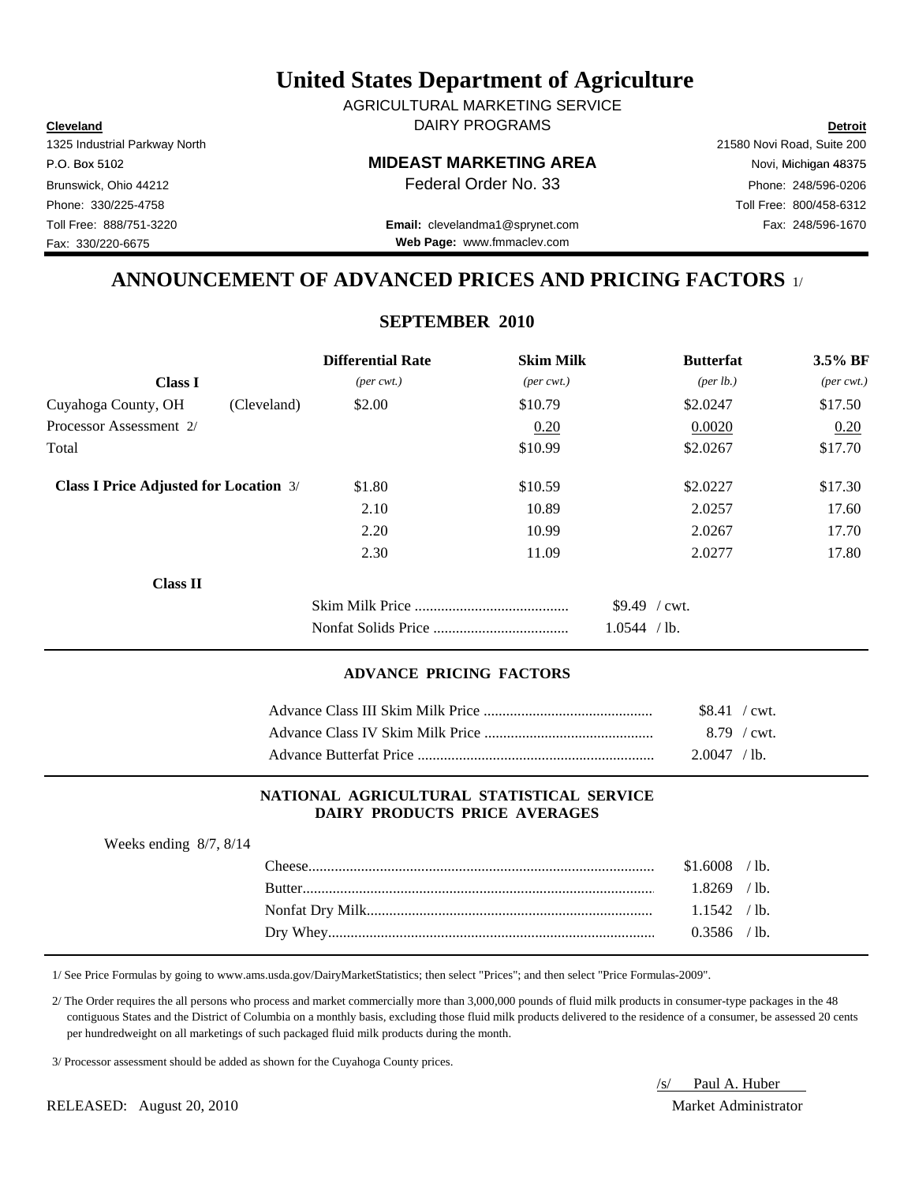# United States Department of Agriculture

AGRICULTURAL MARKETING SERVICE
DAIRY PROGRAMS

**Cleveland**
1325 Industrial Parkway North
P.O. Box 5102
Brunswick, Ohio 44212
Phone: 330/225-4758
Toll Free: 888/751-3220
Fax: 330/220-6675

**MIDEAST MARKETING AREA**
Federal Order No. 33

**Email:** clevelandma1@sprynet.com
**Web Page:** www.fmmaclev.com

**Detroit**
21580 Novi Road, Suite 200
Novi, Michigan 48375
Phone: 248/596-0206
Toll Free: 800/458-6312
Fax: 248/596-1670

## ANNOUNCEMENT OF ADVANCED PRICES AND PRICING FACTORS 1/

### SEPTEMBER 2010

| Class I | | Differential Rate *(per cwt.)* | Skim Milk *(per cwt.)* | Butterfat *(per lb.)* | 3.5% BF *(per cwt.)* |
|---|---|---|---|---|---|
| Cuyahoga County, OH | (Cleveland) | $2.00 | $10.79 | $2.0247 | $17.50 |
| Processor Assessment 2/ | | | 0.20 | 0.0020 | 0.20 |
| Total | | | $10.99 | $2.0267 | $17.70 |
| **Class I Price Adjusted for Location** 3/ | | $1.80 | $10.59 | $2.0227 | $17.30 |
| | | 2.10 | 10.89 | 2.0257 | 17.60 |
| | | 2.20 | 10.99 | 2.0267 | 17.70 |
| | | 2.30 | 11.09 | 2.0277 | 17.80 |

**Class II**

| | |
|---|---|
| Skim Milk Price | $9.49 / cwt. |
| Nonfat Solids Price | 1.0544 / lb. |

#### ADVANCE PRICING FACTORS

| | |
|---|---|
| Advance Class III Skim Milk Price | $8.41 / cwt. |
| Advance Class IV Skim Milk Price | 8.79 / cwt. |
| Advance Butterfat Price | 2.0047 / lb. |

#### NATIONAL AGRICULTURAL STATISTICAL SERVICE DAIRY PRODUCTS PRICE AVERAGES

Weeks ending 8/7, 8/14

| | |
|---|---|
| Cheese | $1.6008 / lb. |
| Butter | 1.8269 / lb. |
| Nonfat Dry Milk | 1.1542 / lb. |
| Dry Whey | 0.3586 / lb. |

1/ See Price Formulas by going to www.ams.usda.gov/DairyMarketStatistics; then select "Prices"; and then select "Price Formulas-2009".

2/ The Order requires the all persons who process and market commercially more than 3,000,000 pounds of fluid milk products in consumer-type packages in the 48 contiguous States and the District of Columbia on a monthly basis, excluding those fluid milk products delivered to the residence of a consumer, be assessed 20 cents per hundredweight on all marketings of such packaged fluid milk products during the month.

3/ Processor assessment should be added as shown for the Cuyahoga County prices.

RELEASED: August 20, 2010

/s/ Paul A. Huber
Market Administrator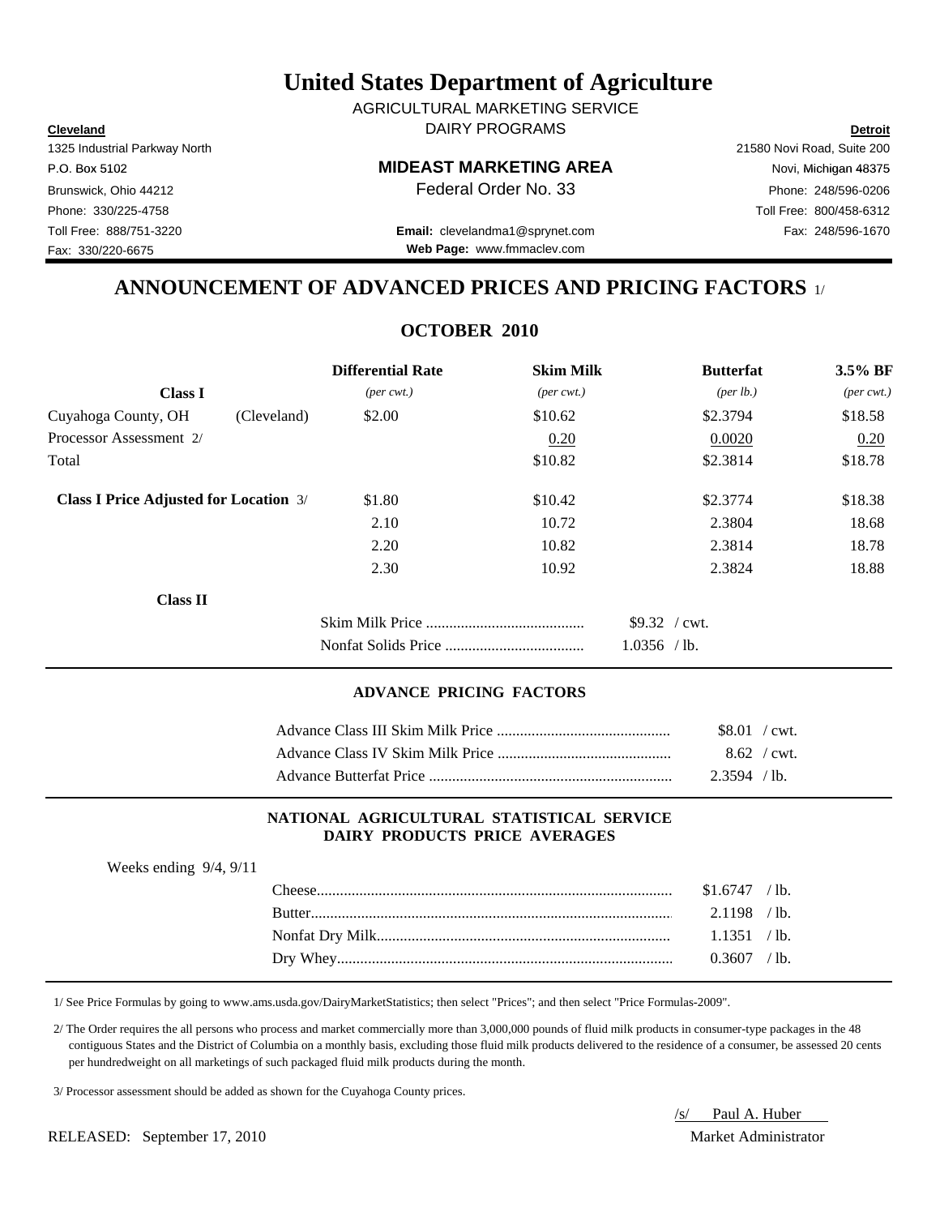# United States Department of Agriculture

AGRICULTURAL MARKETING SERVICE
DAIRY PROGRAMS

**Cleveland**
1325 Industrial Parkway North
P.O. Box 5102
Brunswick, Ohio 44212
Phone: 330/225-4758
Toll Free: 888/751-3220
Fax: 330/220-6675

**MIDEAST MARKETING AREA**
Federal Order No. 33

**Email:** clevelandma1@sprynet.com
**Web Page:** www.fmmaclev.com

**Detroit**
21580 Novi Road, Suite 200
Novi, Michigan 48375
Phone: 248/596-0206
Toll Free: 800/458-6312
Fax: 248/596-1670

## ANNOUNCEMENT OF ADVANCED PRICES AND PRICING FACTORS 1/

### OCTOBER 2010

| Class I | | Differential Rate *(per cwt.)* | Skim Milk *(per cwt.)* | Butterfat *(per lb.)* | 3.5% BF *(per cwt.)* |
|---|---|---|---|---|---|
| Cuyahoga County, OH | (Cleveland) | $2.00 | $10.62 | $2.3794 | $18.58 |
| Processor Assessment 2/ | | | 0.20 | 0.0020 | 0.20 |
| Total | | | $10.82 | $2.3814 | $18.78 |
| **Class I Price Adjusted for Location** 3/ | | $1.80 | $10.42 | $2.3774 | $18.38 |
| | | 2.10 | 10.72 | 2.3804 | 18.68 |
| | | 2.20 | 10.82 | 2.3814 | 18.78 |
| | | 2.30 | 10.92 | 2.3824 | 18.88 |

**Class II**

| | |
|---|---|
| Skim Milk Price | $9.32 / cwt. |
| Nonfat Solids Price | 1.0356 / lb. |

#### ADVANCE PRICING FACTORS

| | |
|---|---|
| Advance Class III Skim Milk Price | $8.01 / cwt. |
| Advance Class IV Skim Milk Price | 8.62 / cwt. |
| Advance Butterfat Price | 2.3594 / lb. |

#### NATIONAL AGRICULTURAL STATISTICAL SERVICE DAIRY PRODUCTS PRICE AVERAGES

Weeks ending 9/4, 9/11

| | |
|---|---|
| Cheese | $1.6747 / lb. |
| Butter | 2.1198 / lb. |
| Nonfat Dry Milk | 1.1351 / lb. |
| Dry Whey | 0.3607 / lb. |

1/ See Price Formulas by going to www.ams.usda.gov/DairyMarketStatistics; then select "Prices"; and then select "Price Formulas-2009".

2/ The Order requires the all persons who process and market commercially more than 3,000,000 pounds of fluid milk products in consumer-type packages in the 48 contiguous States and the District of Columbia on a monthly basis, excluding those fluid milk products delivered to the residence of a consumer, be assessed 20 cents per hundredweight on all marketings of such packaged fluid milk products during the month.

3/ Processor assessment should be added as shown for the Cuyahoga County prices.

RELEASED: September 17, 2010

/s/ Paul A. Huber
Market Administrator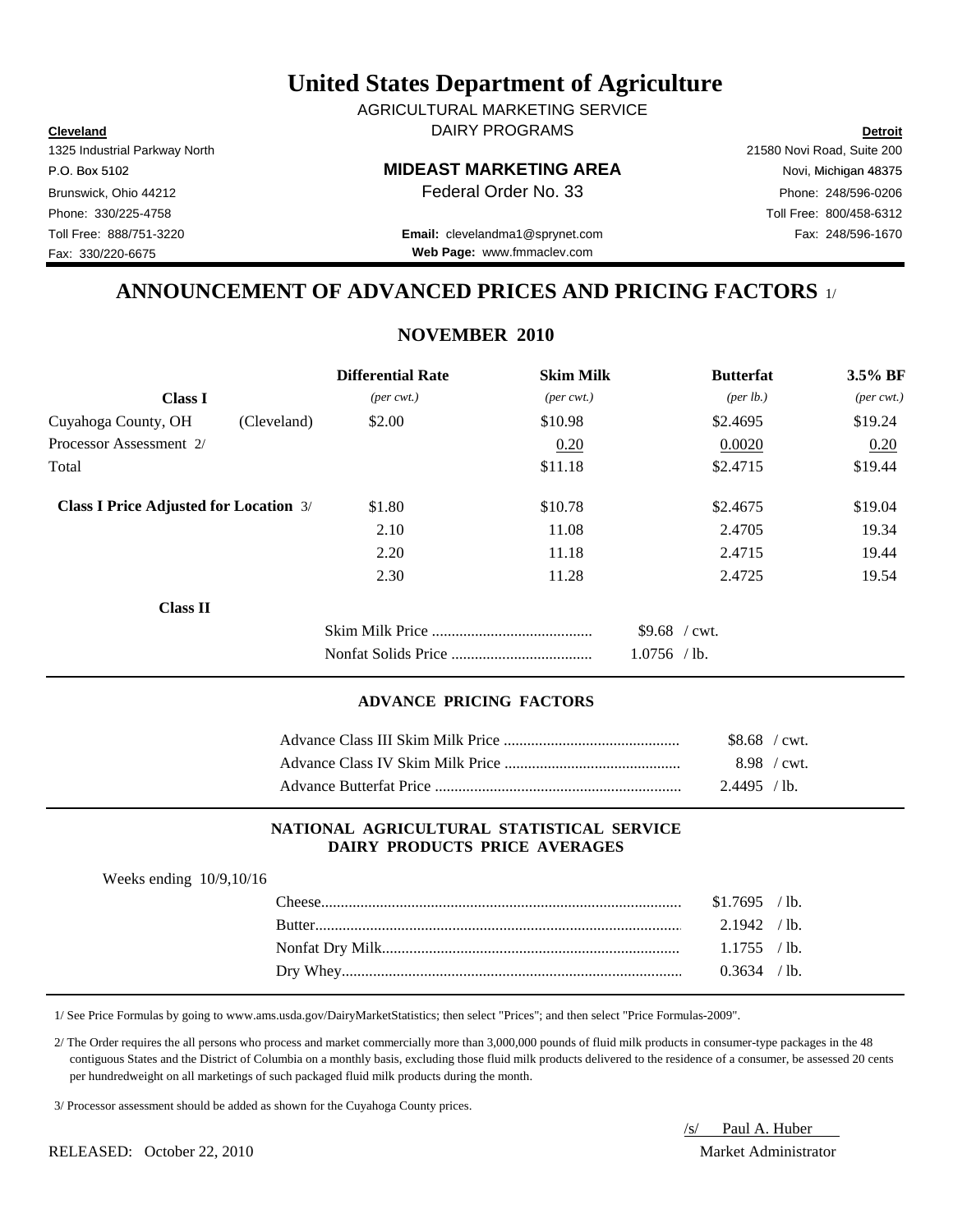# United States Department of Agriculture

AGRICULTURAL MARKETING SERVICE
DAIRY PROGRAMS

**Cleveland**
1325 Industrial Parkway North
P.O. Box 5102
Brunswick, Ohio 44212
Phone: 330/225-4758
Toll Free: 888/751-3220
Fax: 330/220-6675

**MIDEAST MARKETING AREA**
Federal Order No. 33

**Email:** clevelandma1@sprynet.com
**Web Page:** www.fmmaclev.com

**Detroit**
21580 Novi Road, Suite 200
Novi, Michigan 48375
Phone: 248/596-0206
Toll Free: 800/458-6312
Fax: 248/596-1670

## ANNOUNCEMENT OF ADVANCED PRICES AND PRICING FACTORS 1/

### NOVEMBER 2010

| Class I | | Differential Rate (per cwt.) | Skim Milk (per cwt.) | Butterfat (per lb.) | 3.5% BF (per cwt.) |
|---|---|---|---|---|---|
| Cuyahoga County, OH | (Cleveland) | $2.00 | $10.98 | $2.4695 | $19.24 |
| Processor Assessment 2/ | | | 0.20 | 0.0020 | 0.20 |
| Total | | | $11.18 | $2.4715 | $19.44 |
| **Class I Price Adjusted for Location** 3/ | | $1.80 | $10.78 | $2.4675 | $19.04 |
| | | 2.10 | 11.08 | 2.4705 | 19.34 |
| | | 2.20 | 11.18 | 2.4715 | 19.44 |
| | | 2.30 | 11.28 | 2.4725 | 19.54 |

**Class II**

| | |
|---|---|
| Skim Milk Price | $9.68 / cwt. |
| Nonfat Solids Price | 1.0756 / lb. |

### ADVANCE PRICING FACTORS

| | |
|---|---|
| Advance Class III Skim Milk Price | $8.68 / cwt. |
| Advance Class IV Skim Milk Price | 8.98 / cwt. |
| Advance Butterfat Price | 2.4495 / lb. |

### NATIONAL AGRICULTURAL STATISTICAL SERVICE DAIRY PRODUCTS PRICE AVERAGES

Weeks ending 10/9,10/16

| | |
|---|---|
| Cheese | $1.7695 / lb. |
| Butter | 2.1942 / lb. |
| Nonfat Dry Milk | 1.1755 / lb. |
| Dry Whey | 0.3634 / lb. |

1/ See Price Formulas by going to www.ams.usda.gov/DairyMarketStatistics; then select "Prices"; and then select "Price Formulas-2009".

2/ The Order requires the all persons who process and market commercially more than 3,000,000 pounds of fluid milk products in consumer-type packages in the 48 contiguous States and the District of Columbia on a monthly basis, excluding those fluid milk products delivered to the residence of a consumer, be assessed 20 cents per hundredweight on all marketings of such packaged fluid milk products during the month.

3/ Processor assessment should be added as shown for the Cuyahoga County prices.

RELEASED: October 22, 2010

/s/ Paul A. Huber
Market Administrator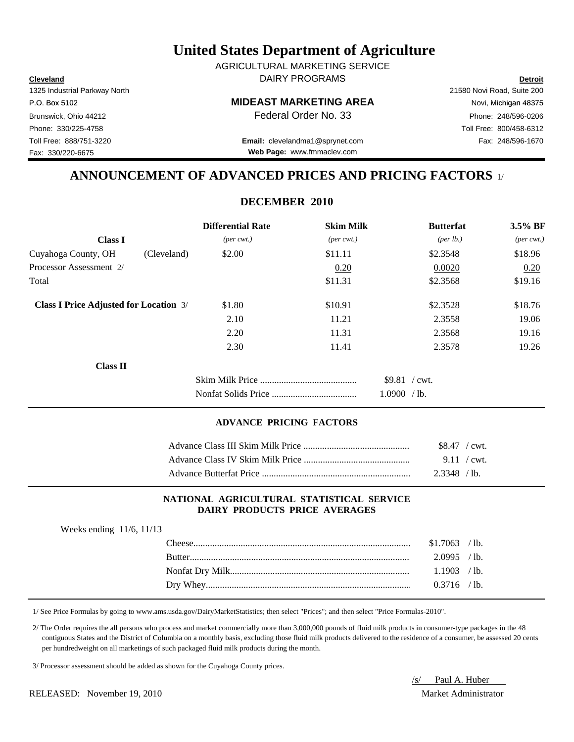# United States Department of Agriculture

AGRICULTURAL MARKETING SERVICE

DAIRY PROGRAMS

| **Cleveland** | | **Detroit** |
|---|---|---|
| 1325 Industrial Parkway North | | 21580 Novi Road, Suite 200 |
| P.O. Box 5102 | **MIDEAST MARKETING AREA** | Novi, Michigan 48375 |
| Brunswick, Ohio 44212 | Federal Order No. 33 | Phone: 248/596-0206 |
| Phone: 330/225-4758 | | Toll Free: 800/458-6312 |
| Toll Free: 888/751-3220 | **Email:** clevelandma1@sprynet.com | Fax: 248/596-1670 |
| Fax: 330/220-6675 | **Web Page:** www.fmmaclev.com | |

## ANNOUNCEMENT OF ADVANCED PRICES AND PRICING FACTORS 1/

### DECEMBER 2010

| **Class I** | | **Differential Rate** *(per cwt.)* | **Skim Milk** *(per cwt.)* | **Butterfat** *(per lb.)* | **3.5% BF** *(per cwt.)* |
|---|---|---|---|---|---|
| Cuyahoga County, OH | (Cleveland) | $2.00 | $11.11 | $2.3548 | $18.96 |
| Processor Assessment 2/ | | | 0.20 | 0.0020 | 0.20 |
| Total | | | $11.31 | $2.3568 | $19.16 |
| **Class I Price Adjusted for Location** 3/ | | $1.80 | $10.91 | $2.3528 | $18.76 |
| | | 2.10 | 11.21 | 2.3558 | 19.06 |
| | | 2.20 | 11.31 | 2.3568 | 19.16 |
| | | 2.30 | 11.41 | 2.3578 | 19.26 |

**Class II**

| | |
|---|---|
| Skim Milk Price | $9.81 / cwt. |
| Nonfat Solids Price | 1.0900 / lb. |

#### ADVANCE PRICING FACTORS

| | |
|---|---|
| Advance Class III Skim Milk Price | $8.47 / cwt. |
| Advance Class IV Skim Milk Price | 9.11 / cwt. |
| Advance Butterfat Price | 2.3348 / lb. |

#### NATIONAL AGRICULTURAL STATISTICAL SERVICE DAIRY PRODUCTS PRICE AVERAGES

Weeks ending 11/6, 11/13

| | |
|---|---|
| Cheese | $1.7063 / lb. |
| Butter | 2.0995 / lb. |
| Nonfat Dry Milk | 1.1903 / lb. |
| Dry Whey | 0.3716 / lb. |

1/ See Price Formulas by going to www.ams.usda.gov/DairyMarketStatistics; then select "Prices"; and then select "Price Formulas-2010".

2/ The Order requires the all persons who process and market commercially more than 3,000,000 pounds of fluid milk products in consumer-type packages in the 48 contiguous States and the District of Columbia on a monthly basis, excluding those fluid milk products delivered to the residence of a consumer, be assessed 20 cents per hundredweight on all marketings of such packaged fluid milk products during the month.

3/ Processor assessment should be added as shown for the Cuyahoga County prices.

RELEASED: November 19, 2010

/s/ Paul A. Huber
Market Administrator